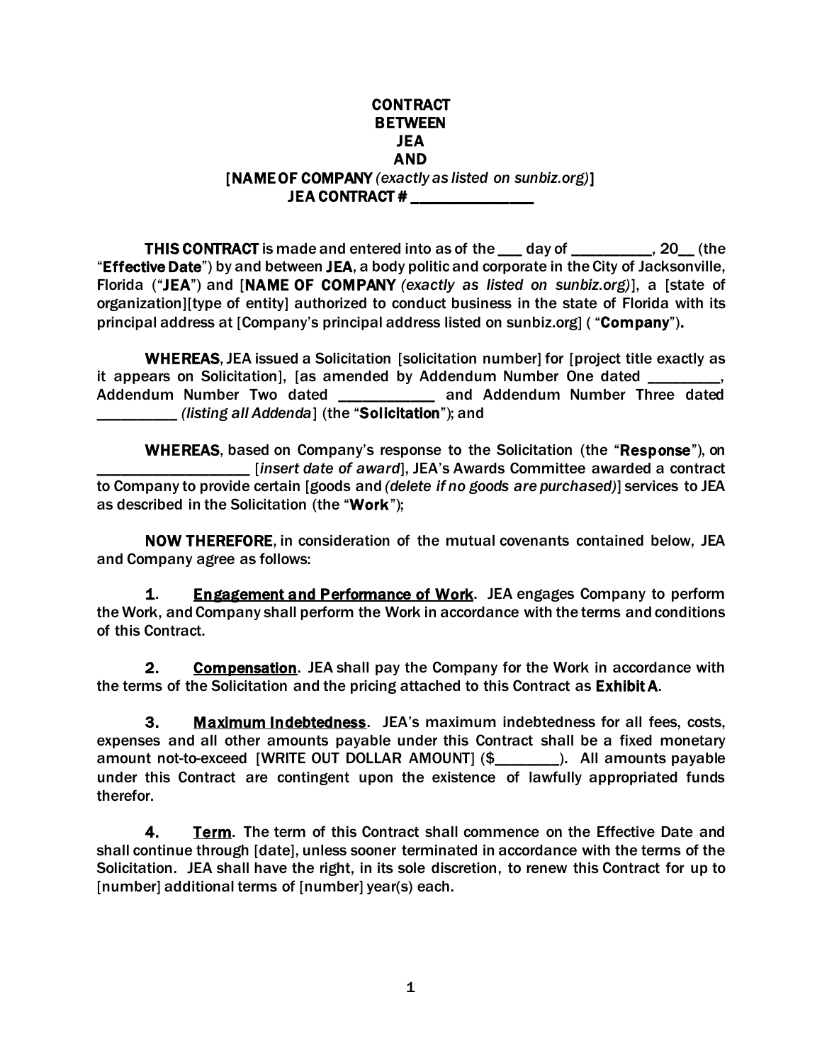# CONTRACT
# BETWEEN
# JEA
# AND
# [NAME OF COMPANY *(exactly as listed on sunbiz.org)*]
# JEA CONTRACT # _______________

**THIS CONTRACT** is made and entered into as of the ___ day of __________, 20__ (the "**Effective Date**") by and between **JEA**, a body politic and corporate in the City of Jacksonville, Florida ("**JEA**") and [**NAME OF COMPANY** *(exactly as listed on sunbiz.org)*], a [state of organization][type of entity] authorized to conduct business in the state of Florida with its principal address at [Company's principal address listed on sunbiz.org] ( "**Company**").

**WHEREAS**, JEA issued a Solicitation [solicitation number] for [project title exactly as it appears on Solicitation], [as amended by Addendum Number One dated _________, Addendum Number Two dated ____________ and Addendum Number Three dated __________ *(listing all Addenda*] (the "**Solicitation**"); and

**WHEREAS**, based on Company's response to the Solicitation (the "**Response**"), on ____________________ [*insert date of award*], JEA's Awards Committee awarded a contract to Company to provide certain [goods and *(delete if no goods are purchased)*] services to JEA as described in the Solicitation (the "**Work**");

**NOW THEREFORE**, in consideration of the mutual covenants contained below, JEA and Company agree as follows:

**1.** **<u>Engagement and Performance of Work</u>**. JEA engages Company to perform the Work, and Company shall perform the Work in accordance with the terms and conditions of this Contract.

**2.** **<u>Compensation</u>**. JEA shall pay the Company for the Work in accordance with the terms of the Solicitation and the pricing attached to this Contract as **Exhibit A**.

**3.** **<u>Maximum Indebtedness</u>**. JEA's maximum indebtedness for all fees, costs, expenses and all other amounts payable under this Contract shall be a fixed monetary amount not-to-exceed [WRITE OUT DOLLAR AMOUNT] ($________). All amounts payable under this Contract are contingent upon the existence of lawfully appropriated funds therefor.

**4.** **<u>Term</u>**. The term of this Contract shall commence on the Effective Date and shall continue through [date], unless sooner terminated in accordance with the terms of the Solicitation. JEA shall have the right, in its sole discretion, to renew this Contract for up to [number] additional terms of [number] year(s) each.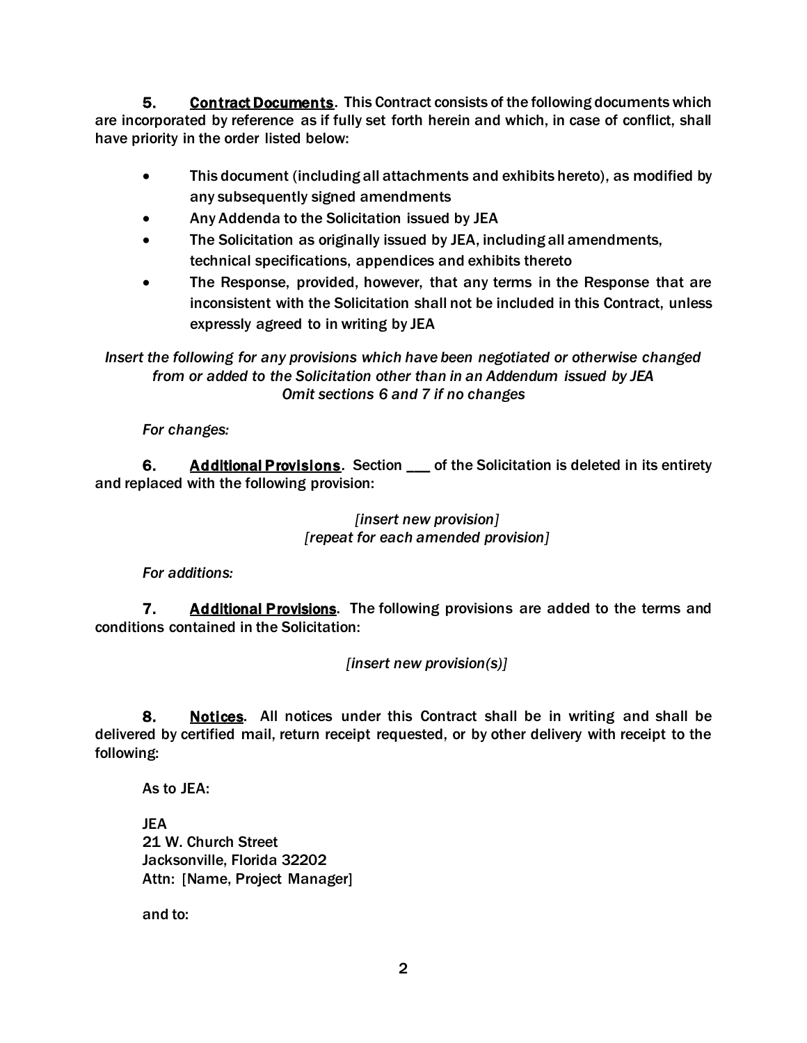**5.** **Contract Documents**. This Contract consists of the following documents which are incorporated by reference as if fully set forth herein and which, in case of conflict, shall have priority in the order listed below:

- This document (including all attachments and exhibits hereto), as modified by any subsequently signed amendments
- Any Addenda to the Solicitation issued by JEA
- The Solicitation as originally issued by JEA, including all amendments, technical specifications, appendices and exhibits thereto
- The Response, provided, however, that any terms in the Response that are inconsistent with the Solicitation shall not be included in this Contract, unless expressly agreed to in writing by JEA

*Insert the following for any provisions which have been negotiated or otherwise changed from or added to the Solicitation other than in an Addendum issued by JEA*
*Omit sections 6 and 7 if no changes*

*For changes:*

**6.** **Additional Provisions**. Section ___ of the Solicitation is deleted in its entirety and replaced with the following provision:

*[insert new provision]*
*[repeat for each amended provision]*

*For additions:*

**7.** **Additional Provisions**. The following provisions are added to the terms and conditions contained in the Solicitation:

*[insert new provision(s)]*

**8.** **Notices**. All notices under this Contract shall be in writing and shall be delivered by certified mail, return receipt requested, or by other delivery with receipt to the following:

As to JEA:

JEA
21 W. Church Street
Jacksonville, Florida 32202
Attn: [Name, Project Manager]

and to: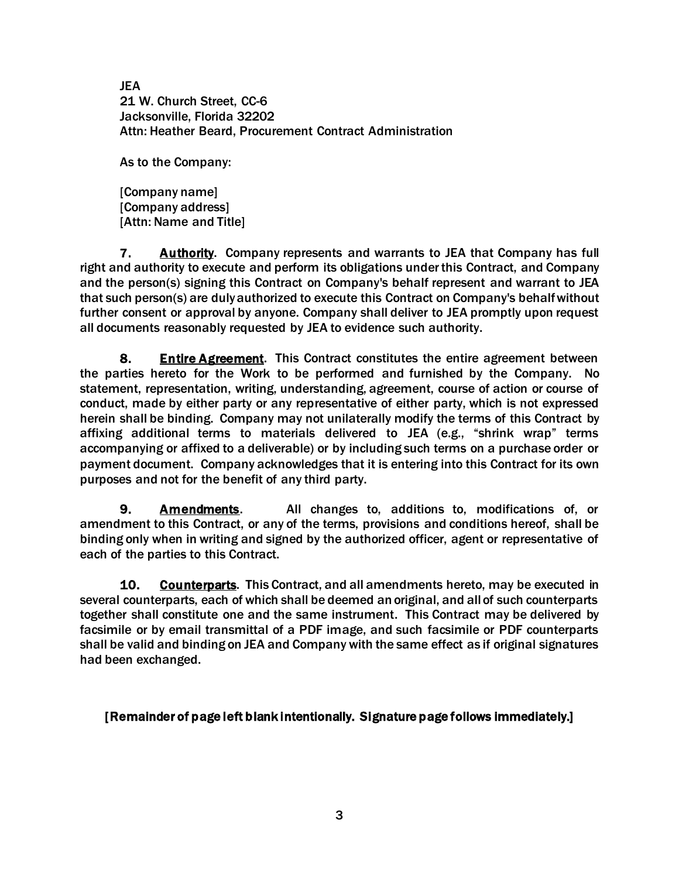JEA
21 W. Church Street, CC-6
Jacksonville, Florida 32202
Attn: Heather Beard, Procurement Contract Administration

As to the Company:

[Company name]
[Company address]
[Attn: Name and Title]

**7.** **Authority**. Company represents and warrants to JEA that Company has full right and authority to execute and perform its obligations under this Contract, and Company and the person(s) signing this Contract on Company's behalf represent and warrant to JEA that such person(s) are duly authorized to execute this Contract on Company's behalf without further consent or approval by anyone. Company shall deliver to JEA promptly upon request all documents reasonably requested by JEA to evidence such authority.

**8.** **Entire Agreement**. This Contract constitutes the entire agreement between the parties hereto for the Work to be performed and furnished by the Company. No statement, representation, writing, understanding, agreement, course of action or course of conduct, made by either party or any representative of either party, which is not expressed herein shall be binding. Company may not unilaterally modify the terms of this Contract by affixing additional terms to materials delivered to JEA (e.g., "shrink wrap" terms accompanying or affixed to a deliverable) or by including such terms on a purchase order or payment document. Company acknowledges that it is entering into this Contract for its own purposes and not for the benefit of any third party.

**9.** **Amendments**. All changes to, additions to, modifications of, or amendment to this Contract, or any of the terms, provisions and conditions hereof, shall be binding only when in writing and signed by the authorized officer, agent or representative of each of the parties to this Contract.

**10.** **Counterparts**. This Contract, and all amendments hereto, may be executed in several counterparts, each of which shall be deemed an original, and all of such counterparts together shall constitute one and the same instrument. This Contract may be delivered by facsimile or by email transmittal of a PDF image, and such facsimile or PDF counterparts shall be valid and binding on JEA and Company with the same effect as if original signatures had been exchanged.

**[Remainder of page left blank intentionally. Signature page follows immediately.]**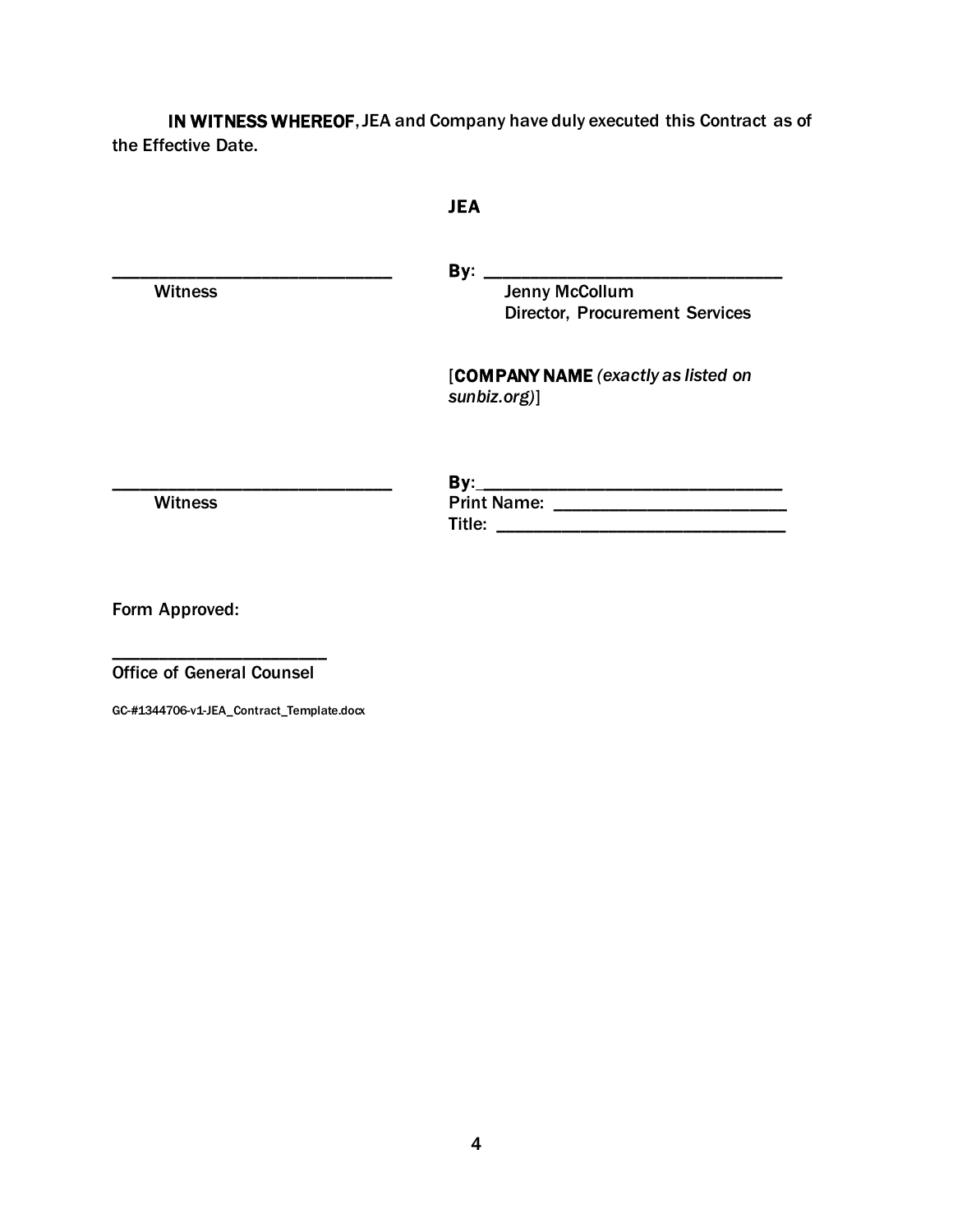**IN WITNESS WHEREOF**, JEA and Company have duly executed this Contract as of the Effective Date.

| | |
|---|---|
| | **JEA** |
| ______________________________<br>Witness | **By**: ______________________________<br>Jenny McCollum<br>Director, Procurement Services |
| | [**COMPANY NAME** *(exactly as listed on sunbiz.org)*] |
| ______________________________<br>Witness | **By**:______________________________<br>Print Name: ________________________<br>Title: ______________________________ |

Form Approved:

______________________

Office of General Counsel

GC-#1344706-v1-JEA_Contract_Template.docx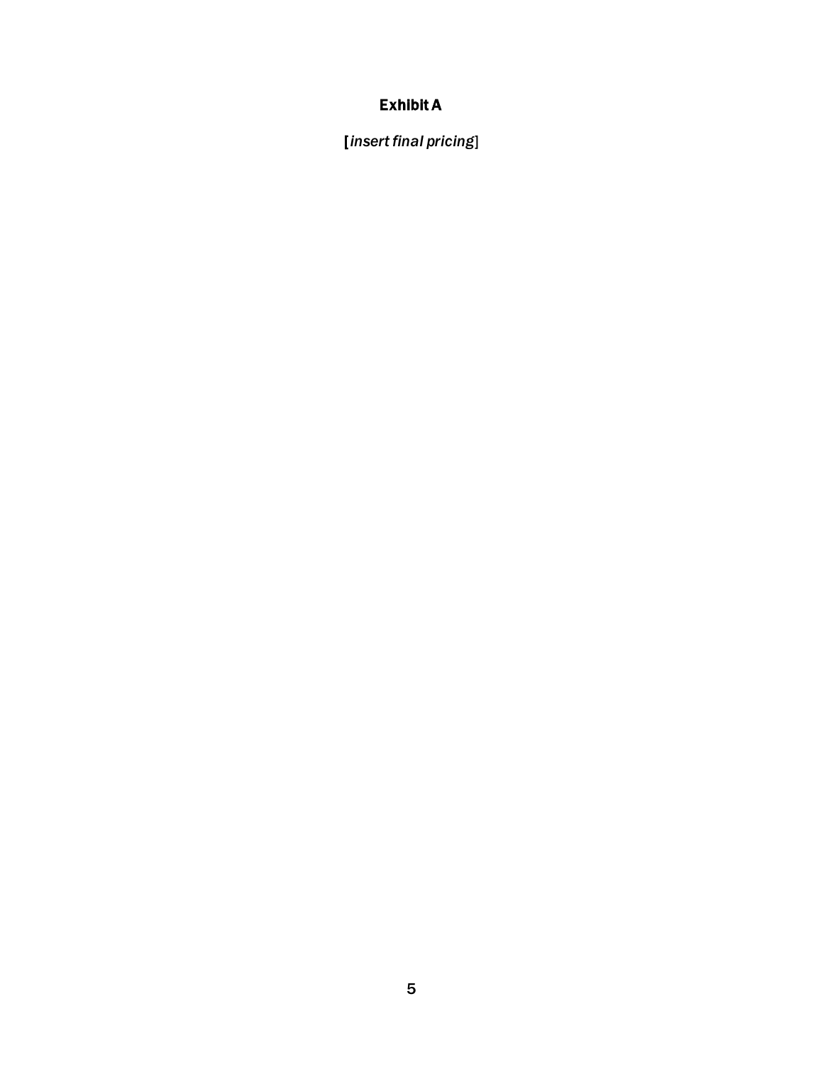**Exhibit A**

[*insert final pricing*]